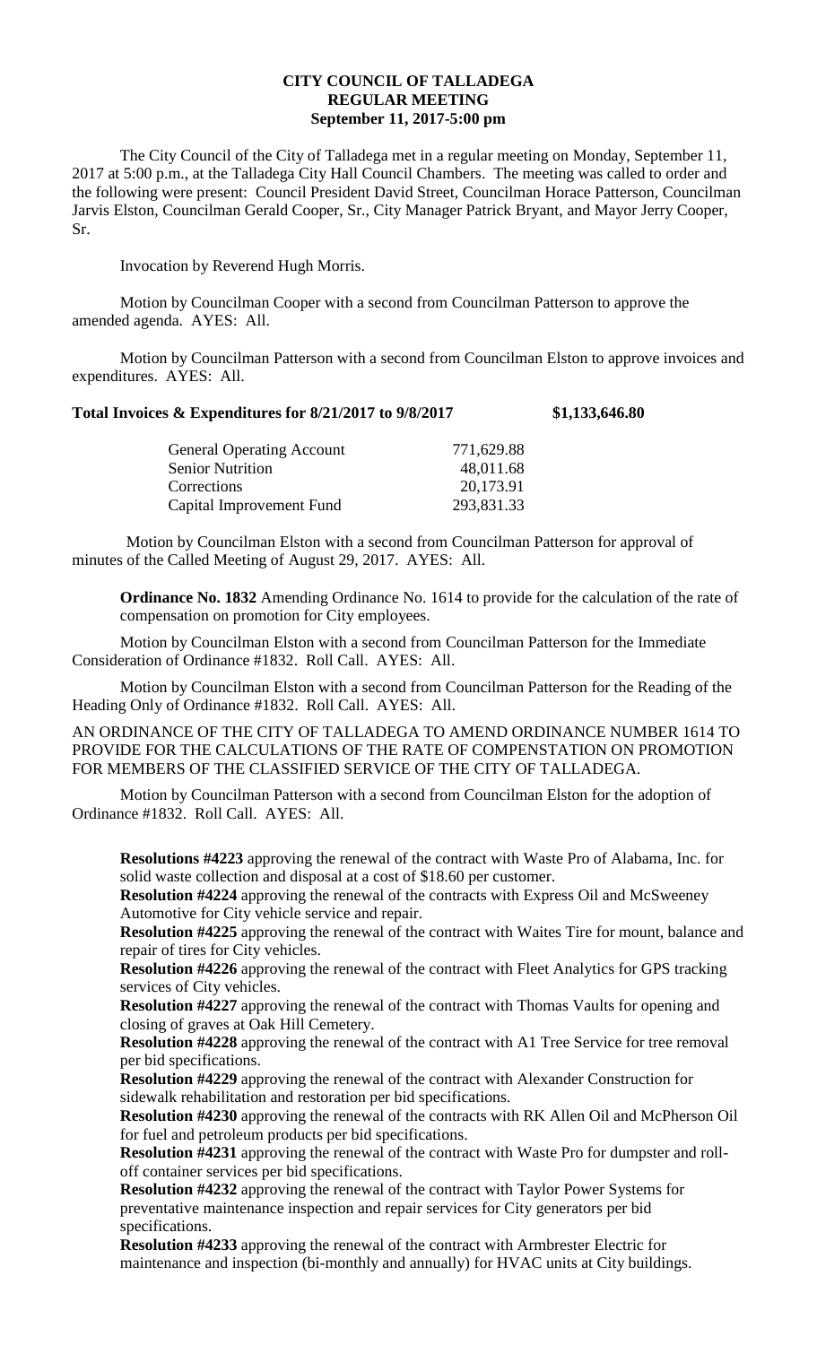# CITY COUNCIL OF TALLADEGA
## REGULAR MEETING
### September 11, 2017-5:00 pm

The City Council of the City of Talladega met in a regular meeting on Monday, September 11, 2017 at 5:00 p.m., at the Talladega City Hall Council Chambers. The meeting was called to order and the following were present: Council President David Street, Councilman Horace Patterson, Councilman Jarvis Elston, Councilman Gerald Cooper, Sr., City Manager Patrick Bryant, and Mayor Jerry Cooper, Sr.

Invocation by Reverend Hugh Morris.

Motion by Councilman Cooper with a second from Councilman Patterson to approve the amended agenda. AYES: All.

Motion by Councilman Patterson with a second from Councilman Elston to approve invoices and expenditures. AYES: All.

**Total Invoices & Expenditures for 8/21/2017 to 9/8/2017 $1,133,646.80**

| | |
|---|---|
| General Operating Account | 771,629.88 |
| Senior Nutrition | 48,011.68 |
| Corrections | 20,173.91 |
| Capital Improvement Fund | 293,831.33 |

Motion by Councilman Elston with a second from Councilman Patterson for approval of minutes of the Called Meeting of August 29, 2017. AYES: All.

**Ordinance No. 1832** Amending Ordinance No. 1614 to provide for the calculation of the rate of compensation on promotion for City employees.

Motion by Councilman Elston with a second from Councilman Patterson for the Immediate Consideration of Ordinance #1832. Roll Call. AYES: All.

Motion by Councilman Elston with a second from Councilman Patterson for the Reading of the Heading Only of Ordinance #1832. Roll Call. AYES: All.

AN ORDINANCE OF THE CITY OF TALLADEGA TO AMEND ORDINANCE NUMBER 1614 TO PROVIDE FOR THE CALCULATIONS OF THE RATE OF COMPENSTATION ON PROMOTION FOR MEMBERS OF THE CLASSIFIED SERVICE OF THE CITY OF TALLADEGA.

Motion by Councilman Patterson with a second from Councilman Elston for the adoption of Ordinance #1832. Roll Call. AYES: All.

**Resolutions #4223** approving the renewal of the contract with Waste Pro of Alabama, Inc. for solid waste collection and disposal at a cost of $18.60 per customer.

**Resolution #4224** approving the renewal of the contracts with Express Oil and McSweeney Automotive for City vehicle service and repair.

**Resolution #4225** approving the renewal of the contract with Waites Tire for mount, balance and repair of tires for City vehicles.

**Resolution #4226** approving the renewal of the contract with Fleet Analytics for GPS tracking services of City vehicles.

**Resolution #4227** approving the renewal of the contract with Thomas Vaults for opening and closing of graves at Oak Hill Cemetery.

**Resolution #4228** approving the renewal of the contract with A1 Tree Service for tree removal per bid specifications.

**Resolution #4229** approving the renewal of the contract with Alexander Construction for sidewalk rehabilitation and restoration per bid specifications.

**Resolution #4230** approving the renewal of the contracts with RK Allen Oil and McPherson Oil for fuel and petroleum products per bid specifications.

**Resolution #4231** approving the renewal of the contract with Waste Pro for dumpster and roll-off container services per bid specifications.

**Resolution #4232** approving the renewal of the contract with Taylor Power Systems for preventative maintenance inspection and repair services for City generators per bid specifications.

**Resolution #4233** approving the renewal of the contract with Armbrester Electric for maintenance and inspection (bi-monthly and annually) for HVAC units at City buildings.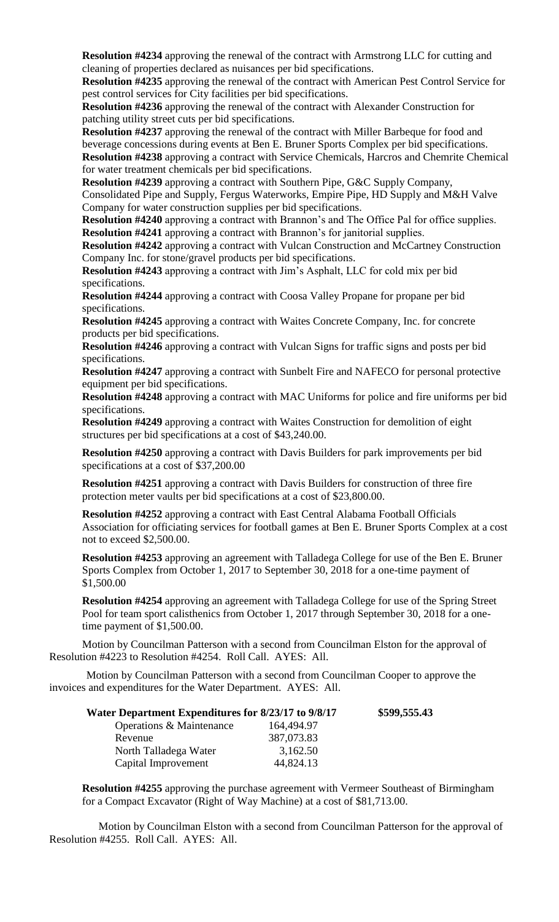**Resolution #4234** approving the renewal of the contract with Armstrong LLC for cutting and cleaning of properties declared as nuisances per bid specifications.

**Resolution #4235** approving the renewal of the contract with American Pest Control Service for pest control services for City facilities per bid specifications.

**Resolution #4236** approving the renewal of the contract with Alexander Construction for patching utility street cuts per bid specifications.

**Resolution #4237** approving the renewal of the contract with Miller Barbeque for food and beverage concessions during events at Ben E. Bruner Sports Complex per bid specifications.

**Resolution #4238** approving a contract with Service Chemicals, Harcros and Chemrite Chemical for water treatment chemicals per bid specifications.

**Resolution #4239** approving a contract with Southern Pipe, G&C Supply Company, Consolidated Pipe and Supply, Fergus Waterworks, Empire Pipe, HD Supply and M&H Valve Company for water construction supplies per bid specifications.

**Resolution #4240** approving a contract with Brannon's and The Office Pal for office supplies.

**Resolution #4241** approving a contract with Brannon's for janitorial supplies.

**Resolution #4242** approving a contract with Vulcan Construction and McCartney Construction Company Inc. for stone/gravel products per bid specifications.

**Resolution #4243** approving a contract with Jim's Asphalt, LLC for cold mix per bid specifications.

**Resolution #4244** approving a contract with Coosa Valley Propane for propane per bid specifications.

**Resolution #4245** approving a contract with Waites Concrete Company, Inc. for concrete products per bid specifications.

**Resolution #4246** approving a contract with Vulcan Signs for traffic signs and posts per bid specifications.

**Resolution #4247** approving a contract with Sunbelt Fire and NAFECO for personal protective equipment per bid specifications.

**Resolution #4248** approving a contract with MAC Uniforms for police and fire uniforms per bid specifications.

**Resolution #4249** approving a contract with Waites Construction for demolition of eight structures per bid specifications at a cost of $43,240.00.

**Resolution #4250** approving a contract with Davis Builders for park improvements per bid specifications at a cost of $37,200.00

**Resolution #4251** approving a contract with Davis Builders for construction of three fire protection meter vaults per bid specifications at a cost of $23,800.00.

**Resolution #4252** approving a contract with East Central Alabama Football Officials Association for officiating services for football games at Ben E. Bruner Sports Complex at a cost not to exceed $2,500.00.

**Resolution #4253** approving an agreement with Talladega College for use of the Ben E. Bruner Sports Complex from October 1, 2017 to September 30, 2018 for a one-time payment of $1,500.00

**Resolution #4254** approving an agreement with Talladega College for use of the Spring Street Pool for team sport calisthenics from October 1, 2017 through September 30, 2018 for a one-time payment of $1,500.00.

Motion by Councilman Patterson with a second from Councilman Elston for the approval of Resolution #4223 to Resolution #4254. Roll Call. AYES: All.

Motion by Councilman Patterson with a second from Councilman Cooper to approve the invoices and expenditures for the Water Department. AYES: All.

| **Water Department Expenditures for 8/23/17 to 9/8/17** | | **$599,555.43** |
|---|---|---|
| Operations & Maintenance | 164,494.97 | |
| Revenue | 387,073.83 | |
| North Talladega Water | 3,162.50 | |
| Capital Improvement | 44,824.13 | |

**Resolution #4255** approving the purchase agreement with Vermeer Southeast of Birmingham for a Compact Excavator (Right of Way Machine) at a cost of $81,713.00.

Motion by Councilman Elston with a second from Councilman Patterson for the approval of Resolution #4255. Roll Call. AYES: All.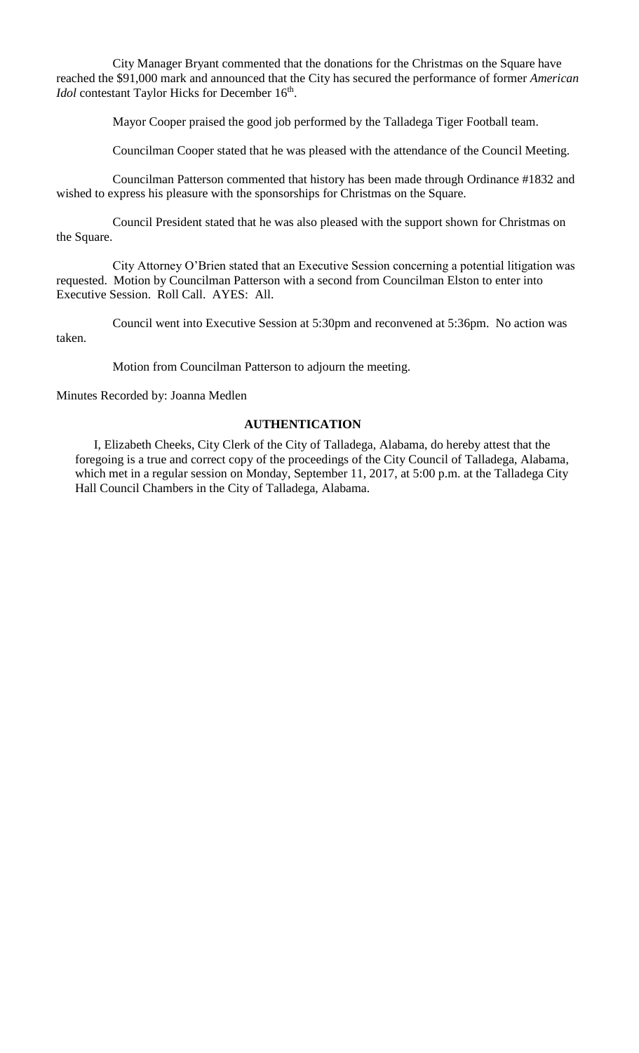City Manager Bryant commented that the donations for the Christmas on the Square have reached the $91,000 mark and announced that the City has secured the performance of former *American Idol* contestant Taylor Hicks for December 16th.

Mayor Cooper praised the good job performed by the Talladega Tiger Football team.

Councilman Cooper stated that he was pleased with the attendance of the Council Meeting.

Councilman Patterson commented that history has been made through Ordinance #1832 and wished to express his pleasure with the sponsorships for Christmas on the Square.

Council President stated that he was also pleased with the support shown for Christmas on the Square.

City Attorney O'Brien stated that an Executive Session concerning a potential litigation was requested. Motion by Councilman Patterson with a second from Councilman Elston to enter into Executive Session. Roll Call. AYES: All.

Council went into Executive Session at 5:30pm and reconvened at 5:36pm. No action was taken.

Motion from Councilman Patterson to adjourn the meeting.

Minutes Recorded by: Joanna Medlen

## AUTHENTICATION

I, Elizabeth Cheeks, City Clerk of the City of Talladega, Alabama, do hereby attest that the foregoing is a true and correct copy of the proceedings of the City Council of Talladega, Alabama, which met in a regular session on Monday, September 11, 2017, at 5:00 p.m. at the Talladega City Hall Council Chambers in the City of Talladega, Alabama.